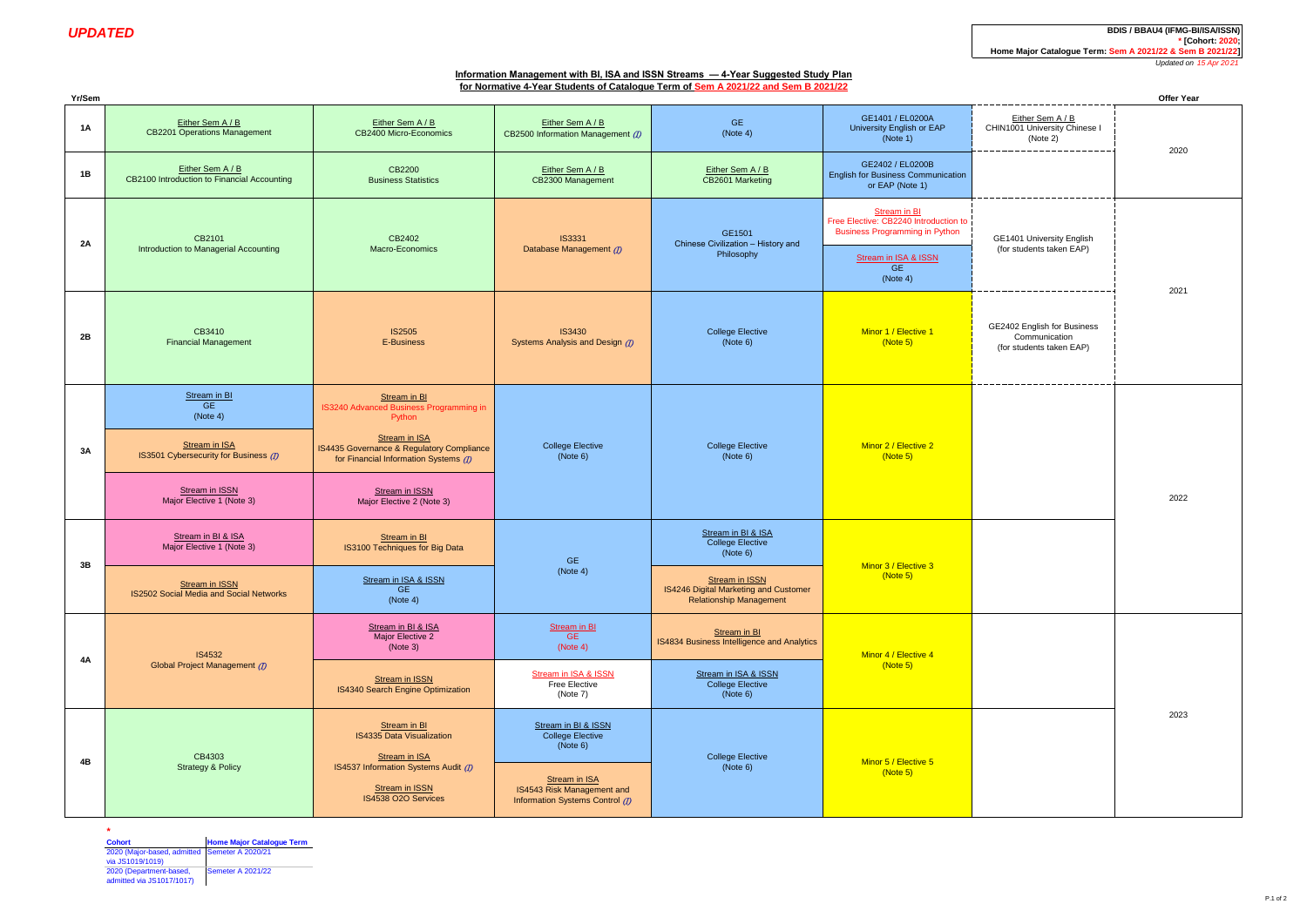*UPDATED*

**BDIS / BBAU4 (IFMG-BI/ISA/ISSN)**
**\* [Cohort: 2020;**
**Home Major Catalogue Term: Sem A 2021/22 & Sem B 2021/22]**
*Updated on 15 Apr 2021*

## Information Management with BI, ISA and ISSN Streams — 4-Year Suggested Study Plan
## for Normative 4-Year Students of Catalogue Term of Sem A 2021/22 and Sem B 2021/22

| Yr/Sem | | | | | | | Offer Year |
|---|---|---|---|---|---|---|---|
| 1A | Either Sem A / B<br>CB2201 Operations Management | Either Sem A / B<br>CB2400 Micro-Economics | Either Sem A / B<br>CB2500 Information Management (I) | GE<br>(Note 4) | GE1401 / EL0200A<br>University English or EAP<br>(Note 1) | Either Sem A / B<br>CHIN1001 University Chinese I<br>(Note 2) | 2020 |
| 1B | Either Sem A / B<br>CB2100 Introduction to Financial Accounting | CB2200<br>Business Statistics | Either Sem A / B<br>CB2300 Management | Either Sem A / B<br>CB2601 Marketing | GE2402 / EL0200B<br>English for Business Communication or EAP (Note 1) | | 2020 |
| 2A | CB2101<br>Introduction to Managerial Accounting | CB2402<br>Macro-Economics | IS3331<br>Database Management (I) | GE1501<br>Chinese Civilization – History and Philosophy | Stream in BI<br>Free Elective: CB2240 Introduction to Business Programming in Python<br><br>Stream in ISA & ISSN<br>GE<br>(Note 4) | GE1401 University English<br>(for students taken EAP) | 2021 |
| 2B | CB3410<br>Financial Management | IS2505<br>E-Business | IS3430<br>Systems Analysis and Design (I) | College Elective<br>(Note 6) | Minor 1 / Elective 1<br>(Note 5) | GE2402 English for Business Communication<br>(for students taken EAP) | 2021 |
| 3A | Stream in BI<br>GE<br>(Note 4)<br><br>Stream in ISA<br>IS3501 Cybersecurity for Business (I)<br><br>Stream in ISSN<br>Major Elective 1 (Note 3) | Stream in BI<br>IS3240 Advanced Business Programming in Python<br><br>Stream in ISA<br>IS4435 Governance & Regulatory Compliance for Financial Information Systems (I)<br><br>Stream in ISSN<br>Major Elective 2 (Note 3) | College Elective<br>(Note 6) | College Elective<br>(Note 6) | Minor 2 / Elective 2<br>(Note 5) | | 2022 |
| 3B | Stream in BI & ISA<br>Major Elective 1 (Note 3)<br><br>Stream in ISSN<br>IS2502 Social Media and Social Networks | Stream in BI<br>IS3100 Techniques for Big Data<br><br>Stream in ISA & ISSN<br>GE<br>(Note 4) | GE<br>(Note 4) | Stream in BI & ISA<br>College Elective<br>(Note 6)<br><br>Stream in ISSN<br>IS4246 Digital Marketing and Customer Relationship Management | Minor 3 / Elective 3<br>(Note 5) | | 2022 |
| 4A | IS4532<br>Global Project Management (I) | Stream in BI & ISA<br>Major Elective 2<br>(Note 3)<br><br>Stream in ISSN<br>IS4340 Search Engine Optimization | Stream in BI<br>GE<br>(Note 4)<br><br>Stream in ISA & ISSN<br>Free Elective<br>(Note 7) | Stream in BI<br>IS4834 Business Intelligence and Analytics<br><br>Stream in ISA & ISSN<br>College Elective<br>(Note 6) | Minor 4 / Elective 4<br>(Note 5) | | 2023 |
| 4B | CB4303<br>Strategy & Policy | Stream in BI<br>IS4335 Data Visualization<br><br>Stream in ISA<br>IS4537 Information Systems Audit (I)<br><br>Stream in ISSN<br>IS4538 O2O Services | Stream in BI & ISSN<br>College Elective<br>(Note 6)<br><br>Stream in ISA<br>IS4543 Risk Management and Information Systems Control (I) | College Elective<br>(Note 6) | Minor 5 / Elective 5<br>(Note 5) | | 2023 |

\*

| Cohort | Home Major Catalogue Term |
|---|---|
| 2020 (Major-based, admitted via JS1019/1019) | Semester A 2020/21 |
| 2020 (Department-based, admitted via JS1017/1017) | Semester A 2021/22 |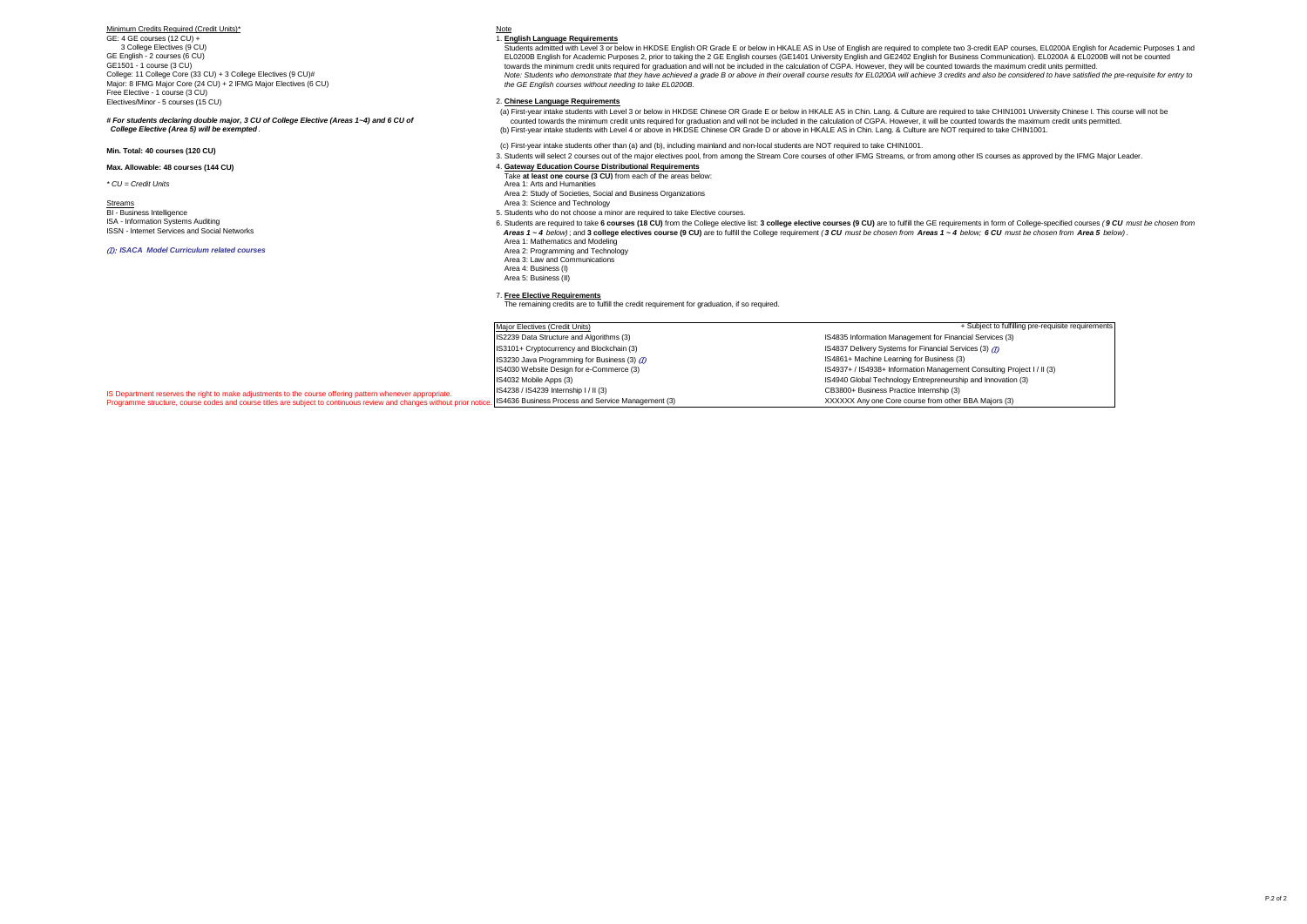Minimum Credits Required (Credit Units)*

GE: 4 GE courses (12 CU) +
3 College Electives (9 CU)
GE English - 2 courses (6 CU)
GE1501 - 1 course (3 CU)
College: 11 College Core (33 CU) + 3 College Electives (9 CU)#
Major: 8 IFMG Major Core (24 CU) + 2 IFMG Major Electives (6 CU)
Free Elective - 1 course (3 CU)
Electives/Minor - 5 courses (15 CU)

***# For students declaring double major, 3 CU of College Elective (Areas 1~4) and 6 CU of College Elective (Area 5) will be exempted*** .

**Min. Total: 40 courses (120 CU)**

**Max. Allowable: 48 courses (144 CU)**

*\* CU = Credit Units*

Streams

BI - Business Intelligence
ISA - Information Systems Auditing
ISSN - Internet Services and Social Networks

***(I): ISACA Model Curriculum related courses***

IS Department reserves the right to make adjustments to the course offering pattern whenever appropriate.
Programme structure, course codes and course titles are subject to continuous review and changes without prior notice.

Note

1. **English Language Requirements**
   Students admitted with Level 3 or below in HKDSE English OR Grade E or below in HKALE AS in Use of English are required to complete two 3-credit EAP courses, EL0200A English for Academic Purposes 1 and EL0200B English for Academic Purposes 2, prior to taking the 2 GE English courses (GE1401 University English and GE2402 English for Business Communication). EL0200A & EL0200B will not be counted towards the minimum credit units required for graduation and will not be included in the calculation of CGPA. However, they will be counted towards the maximum credit units permitted.
   *Note: Students who demonstrate that they have achieved a grade B or above in their overall course results for EL0200A will achieve 3 credits and also be considered to have satisfied the pre-requisite for entry to the GE English courses without needing to take EL0200B.*

2. **Chinese Language Requirements**
   (a) First-year intake students with Level 3 or below in HKDSE Chinese OR Grade E or below in HKALE AS in Chin. Lang. & Culture are required to take CHIN1001 University Chinese I. This course will not be counted towards the minimum credit units required for graduation and will not be included in the calculation of CGPA. However, it will be counted towards the maximum credit units permitted.
   (b) First-year intake students with Level 4 or above in HKDSE Chinese OR Grade D or above in HKALE AS in Chin. Lang. & Culture are NOT required to take CHIN1001.
   (c) First-year intake students other than (a) and (b), including mainland and non-local students are NOT required to take CHIN1001.

3. Students will select 2 courses out of the major electives pool, from among the Stream Core courses of other IFMG Streams, or from among other IS courses as approved by the IFMG Major Leader.

4. **Gateway Education Course Distributional Requirements**
   Take **at least one course (3 CU)** from each of the areas below:
   Area 1: Arts and Humanities
   Area 2: Study of Societies, Social and Business Organizations
   Area 3: Science and Technology

5. Students who do not choose a minor are required to take Elective courses.

6. Students are required to take **6 courses (18 CU)** from the College elective list: **3 college elective courses (9 CU)** are to fulfill the GE requirements in form of College-specified courses ***(9 CU must be chosen from Areas 1 ~ 4 below)*** ; and **3 college electives course (9 CU)** are to fulfill the College requirement ***(3 CU must be chosen from Areas 1 ~ 4 below; 6 CU must be chosen from Area 5 below)*** .
   Area 1: Mathematics and Modeling
   Area 2: Programming and Technology
   Area 3: Law and Communications
   Area 4: Business (I)
   Area 5: Business (II)

7. **Free Elective Requirements**
   The remaining credits are to fulfill the credit requirement for graduation, if so required.

| Major Electives (Credit Units) | + Subject to fulfilling pre-requisite requirements |
|---|---|
| IS2239 Data Structure and Algorithms (3) | IS4835 Information Management for Financial Services (3) |
| IS3101+ Cryptocurrency and Blockchain (3) | IS4837 Delivery Systems for Financial Services (3) *(I)* |
| IS3230 Java Programming for Business (3) *(I)* | IS4861+ Machine Learning for Business (3) |
| IS4030 Website Design for e-Commerce (3) | IS4937+ / IS4938+ Information Management Consulting Project I / II (3) |
| IS4032 Mobile Apps (3) | IS4940 Global Technology Entrepreneurship and Innovation (3) |
| IS4238 / IS4239 Internship I / II (3) | CB3800+ Business Practice Internship (3) |
| IS4636 Business Process and Service Management (3) | XXXXXX Any one Core course from other BBA Majors (3) |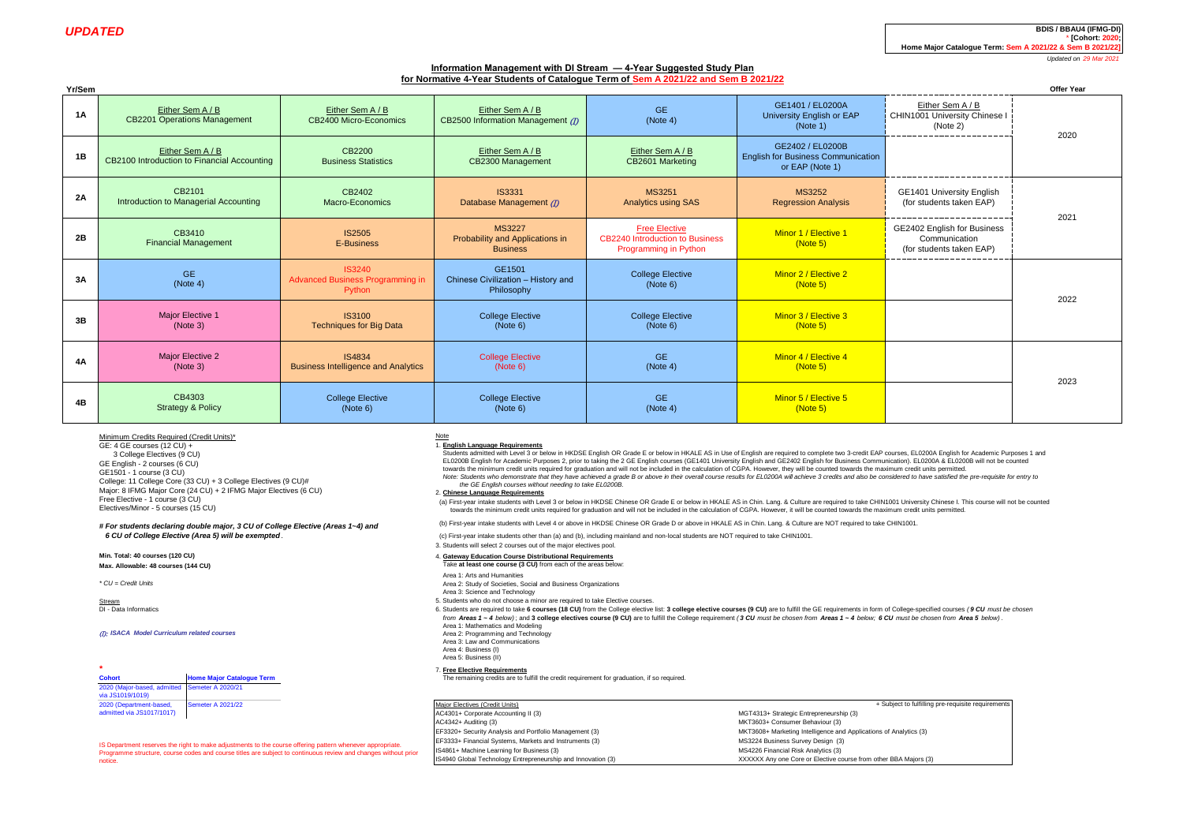*UPDATED*

**BDIS / BBAU4 (IFMG-DI)**
\* **[Cohort: 2020;**
**Home Major Catalogue Term: Sem A 2021/22 & Sem B 2021/22]**
*Updated on 29 Mar 2021*

## Information Management with DI Stream — 4-Year Suggested Study Plan
## for Normative 4-Year Students of Catalogue Term of Sem A 2021/22 and Sem B 2021/22

| Yr/Sem | | | | | | | Offer Year |
|---|---|---|---|---|---|---|---|
| 1A | Either Sem A / B<br>CB2201 Operations Management | Either Sem A / B<br>CB2400 Micro-Economics | Either Sem A / B<br>CB2500 Information Management (I) | GE<br>(Note 4) | GE1401 / EL0200A<br>University English or EAP<br>(Note 1) | Either Sem A / B<br>CHIN1001 University Chinese I<br>(Note 2) | 2020 |
| 1B | Either Sem A / B<br>CB2100 Introduction to Financial Accounting | CB2200<br>Business Statistics | Either Sem A / B<br>CB2300 Management | Either Sem A / B<br>CB2601 Marketing | GE2402 / EL0200B<br>English for Business Communication or EAP (Note 1) | | |
| 2A | CB2101<br>Introduction to Managerial Accounting | CB2402<br>Macro-Economics | IS3331<br>Database Management (I) | MS3251<br>Analytics using SAS | MS3252<br>Regression Analysis | GE1401 University English<br>(for students taken EAP) | 2021 |
| 2B | CB3410<br>Financial Management | IS2505<br>E-Business | MS3227<br>Probability and Applications in Business | Free Elective<br>CB2240 Introduction to Business Programming in Python | Minor 1 / Elective 1<br>(Note 5) | GE2402 English for Business Communication<br>(for students taken EAP) | |
| 3A | GE<br>(Note 4) | IS3240<br>Advanced Business Programming in Python | GE1501<br>Chinese Civilization – History and Philosophy | College Elective<br>(Note 6) | Minor 2 / Elective 2<br>(Note 5) | | 2022 |
| 3B | Major Elective 1<br>(Note 3) | IS3100<br>Techniques for Big Data | College Elective<br>(Note 6) | College Elective<br>(Note 6) | Minor 3 / Elective 3<br>(Note 5) | | |
| 4A | Major Elective 2<br>(Note 3) | IS4834<br>Business Intelligence and Analytics | College Elective<br>(Note 6) | GE<br>(Note 4) | Minor 4 / Elective 4<br>(Note 5) | | 2023 |
| 4B | CB4303<br>Strategy & Policy | College Elective<br>(Note 6) | College Elective<br>(Note 6) | GE<br>(Note 4) | Minor 5 / Elective 5<br>(Note 5) | | |

Minimum Credits Required (Credit Units)*
GE: 4 GE courses (12 CU) +
3 College Electives (9 CU)
GE English - 2 courses (6 CU)
GE1501 - 1 course (3 CU)
College: 11 College Core (33 CU) + 3 College Electives (9 CU)#
Major: 8 IFMG Major Core (24 CU) + 2 IFMG Major Electives (6 CU)
Free Elective - 1 course (3 CU)
Electives/Minor - 5 courses (15 CU)

***# For students declaring double major, 3 CU of College Elective (Areas 1~4) and 6 CU of College Elective (Area 5) will be exempted.***

**Min. Total: 40 courses (120 CU)**
**Max. Allowable: 48 courses (144 CU)**

*\* CU = Credit Units*

Stream
DI - Data Informatics

*(I); ISACA Model Curriculum related courses*

\*

| Cohort | Home Major Catalogue Term |
|---|---|
| 2020 (Major-based, admitted via JS1019/1019) | Semester A 2020/21 |
| 2020 (Department-based, admitted via JS1017/1017) | Semester A 2021/22 |

IS Department reserves the right to make adjustments to the course offering pattern whenever appropriate. Programme structure, course codes and course titles are subject to continuous review and changes without prior notice.

Note

1. **English Language Requirements**
Students admitted with Level 3 or below in HKDSE English OR Grade E or below in HKALE AS in Use of English are required to complete two 3-credit EAP courses, EL0200A English for Academic Purposes 1 and EL0200B English for Academic Purposes 2, prior to taking the 2 GE English courses (GE1401 University English and GE2402 English for Business Communication). EL0200A & EL0200B will not be counted towards the minimum credit units required for graduation and will not be included in the calculation of CGPA. However, they will be counted towards the maximum credit units permitted.
*Note: Students who demonstrate that they have achieved a grade B or above in their overall course results for EL0200A will achieve 3 credits and also be considered to have satisfied the pre-requisite for entry to the GE English courses without needing to take EL0200B.*
2. **Chinese Language Requirements**
(a) First-year intake students with Level 3 or below in HKDSE Chinese OR Grade E or below in HKALE AS in Chin. Lang. & Culture are required to take CHIN1001 University Chinese I. This course will not be counted towards the minimum credit units required for graduation and will not be included in the calculation of CGPA. However, it will be counted towards the maximum credit units permitted.
(b) First-year intake students with Level 4 or above in HKDSE Chinese OR Grade D or above in HKALE AS in Chin. Lang. & Culture are NOT required to take CHIN1001.
(c) First-year intake students other than (a) and (b), including mainland and non-local students are NOT required to take CHIN1001.
3. Students will select 2 courses out of the major electives pool.
4. **Gateway Education Course Distributional Requirements**
Take **at least one course (3 CU)** from each of the areas below:
Area 1: Arts and Humanities
Area 2: Study of Societies, Social and Business Organizations
Area 3: Science and Technology
5. Students who do not choose a minor are required to take Elective courses.
6. Students are required to take **6 courses (18 CU)** from the College elective list: **3 college elective courses (9 CU)** are to fulfill the GE requirements in form of College-specified courses *(**9 CU** must be chosen from **Areas 1 ~ 4** below)*; and **3 college electives course (9 CU)** are to fulfill the College requirement *(**3 CU** must be chosen from **Areas 1 ~ 4** below; **6 CU** must be chosen from **Area 5** below)*.
Area 1: Mathematics and Modeling
Area 2: Programming and Technology
Area 3: Law and Communications
Area 4: Business (I)
Area 5: Business (II)
7. **Free Elective Requirements**
The remaining credits are to fulfill the credit requirement for graduation, if so required.

| Major Electives (Credit Units) | + Subject to fulfilling pre-requisite requirements |
|---|---|
| AC4301+ Corporate Accounting II (3) | MGT4313+ Strategic Entrepreneurship (3) |
| AC4342+ Auditing (3) | MKT3603+ Consumer Behaviour (3) |
| EF3320+ Security Analysis and Portfolio Management (3) | MKT3608+ Marketing Intelligence and Applications of Analytics (3) |
| EF3333+ Financial Systems, Markets and Instruments (3) | MS3224 Business Survey Design (3) |
| IS4861+ Machine Learning for Business (3) | MS4226 Financial Risk Analytics (3) |
| IS4940 Global Technology Entrepreneurship and Innovation (3) | XXXXXX Any one Core or Elective course from other BBA Majors (3) |